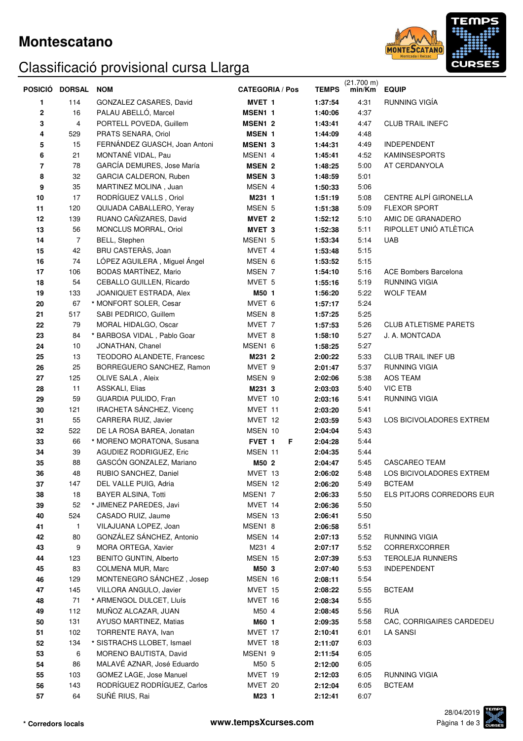# Montescatano

## Classificació provisional cursa Llarga

| POSICIÓ | DORSAL | NOM | CATEGORIA / Pos | | TEMPS | (21.700 m) min/Km | EQUIP |
|---|---|---|---|---|---|---|---|
| 1 | 114 | GONZALEZ CASARES, David | **MVET 1** | | **1:37:54** | 4:31 | RUNNING VIGÍA |
| 2 | 16 | PALAU ABELLÓ, Marcel | **MSEN1 1** | | **1:40:06** | 4:37 | |
| 3 | 4 | PORTELL POVEDA, Guillem | **MSEN1 2** | | **1:43:41** | 4:47 | CLUB TRAIL INEFC |
| 4 | 529 | PRATS SENARA, Oriol | **MSEN 1** | | **1:44:09** | 4:48 | |
| 5 | 15 | FERNÁNDEZ GUASCH, Joan Antoni | **MSEN1 3** | | **1:44:31** | 4:49 | INDEPENDENT |
| 6 | 21 | MONTANÉ VIDAL, Pau | MSEN1 4 | | **1:45:41** | 4:52 | KAMINSESPORTS |
| 7 | 78 | GARCÍA DEMURES, Jose María | **MSEN 2** | | **1:48:25** | 5:00 | AT CERDANYOLA |
| 8 | 32 | GARCIA CALDERON, Ruben | **MSEN 3** | | **1:48:59** | 5:01 | |
| 9 | 35 | MARTINEZ MOLINA , Juan | MSEN 4 | | **1:50:33** | 5:06 | |
| 10 | 17 | RODRÍGUEZ VALLS , Oriol | **M231 1** | | **1:51:19** | 5:08 | CENTRE ALPÍ GIRONELLA |
| 11 | 120 | QUIJADA CABALLERO, Yeray | MSEN 5 | | **1:51:38** | 5:09 | FLEXOR SPORT |
| 12 | 139 | RUANO CAÑIZARES, David | **MVET 2** | | **1:52:12** | 5:10 | AMIC DE GRANADERO |
| 13 | 56 | MONCLUS MORRAL, Oriol | **MVET 3** | | **1:52:38** | 5:11 | RIPOLLET UNIÓ ATLÈTICA |
| 14 | 7 | BELL, Stephen | MSEN1 5 | | **1:53:34** | 5:14 | UAB |
| 15 | 42 | BRU CASTERÀS, Joan | MVET 4 | | **1:53:48** | 5:15 | |
| 16 | 74 | LÓPEZ AGUILERA , Miguel Ángel | MSEN 6 | | **1:53:52** | 5:15 | |
| 17 | 106 | BODAS MARTÍNEZ, Mario | MSEN 7 | | **1:54:10** | 5:16 | ACE Bombers Barcelona |
| 18 | 54 | CEBALLO GUILLEN, Ricardo | MVET 5 | | **1:55:16** | 5:19 | RUNNING VIGIA |
| 19 | 133 | JOANIQUET ESTRADA, Alex | **M50 1** | | **1:56:20** | 5:22 | WOLF TEAM |
| 20 | 67 | * MONFORT SOLER, Cesar | MVET 6 | | **1:57:17** | 5:24 | |
| 21 | 517 | SABI PEDRICO, Guillem | MSEN 8 | | **1:57:25** | 5:25 | |
| 22 | 79 | MORAL HIDALGO, Oscar | MVET 7 | | **1:57:53** | 5:26 | CLUB ATLETISME PARETS |
| 23 | 84 | * BARBOSA VIDAL , Pablo Goar | MVET 8 | | **1:58:10** | 5:27 | J. A. MONTCADA |
| 24 | 10 | JONATHAN, Chanel | MSEN1 6 | | **1:58:25** | 5:27 | |
| 25 | 13 | TEODORO ALANDETE, Francesc | **M231 2** | | **2:00:22** | 5:33 | CLUB TRAIL INEF UB |
| 26 | 25 | BORREGUERO SANCHEZ, Ramon | MVET 9 | | **2:01:47** | 5:37 | RUNNING VIGIA |
| 27 | 125 | OLIVE SALA , Aleix | MSEN 9 | | **2:02:06** | 5:38 | AOS TEAM |
| 28 | 11 | ASSKALI, Elias | **M231 3** | | **2:03:03** | 5:40 | VIC ETB |
| 29 | 59 | GUARDIA PULIDO, Fran | MVET 10 | | **2:03:16** | 5:41 | RUNNING VIGIA |
| 30 | 121 | IRACHETA SÁNCHEZ, Vicenç | MVET 11 | | **2:03:20** | 5:41 | |
| 31 | 55 | CARRERA RUIZ, Javier | MVET 12 | | **2:03:59** | 5:43 | LOS BICIVOLADORES EXTREM |
| 32 | 522 | DE LA ROSA BAREA, Jonatan | MSEN 10 | | **2:04:04** | 5:43 | |
| 33 | 66 | * MORENO MORATONA, Susana | **FVET 1** | **F** | **2:04:28** | 5:44 | |
| 34 | 39 | AGUDIEZ RODRIGUEZ, Eric | MSEN 11 | | **2:04:35** | 5:44 | |
| 35 | 88 | GASCÓN GONZALEZ, Mariano | **M50 2** | | **2:04:47** | 5:45 | CASCAREO TEAM |
| 36 | 48 | RUBIO SANCHEZ, Daniel | MVET 13 | | **2:06:02** | 5:48 | LOS BICIVOLADORES EXTREM |
| 37 | 147 | DEL VALLE PUIG, Adria | MSEN 12 | | **2:06:20** | 5:49 | BCTEAM |
| 38 | 18 | BAYER ALSINA, Totti | MSEN1 7 | | **2:06:33** | 5:50 | ELS PITJORS CORREDORS EUR |
| 39 | 52 | * JIMENEZ PAREDES, Javi | MVET 14 | | **2:06:36** | 5:50 | |
| 40 | 524 | CASADO RUIZ, Jaume | MSEN 13 | | **2:06:41** | 5:50 | |
| 41 | 1 | VILAJUANA LOPEZ, Joan | MSEN1 8 | | **2:06:58** | 5:51 | |
| 42 | 80 | GONZÁLEZ SÁNCHEZ, Antonio | MSEN 14 | | **2:07:13** | 5:52 | RUNNING VIGIA |
| 43 | 9 | MORA ORTEGA, Xavier | M231 4 | | **2:07:17** | 5:52 | CORRERXCORRER |
| 44 | 123 | BENITO GUNTIN, Alberto | MSEN 15 | | **2:07:39** | 5:53 | TEROLEJA RUNNERS |
| 45 | 83 | COLMENA MUR, Marc | **M50 3** | | **2:07:40** | 5:53 | INDEPENDENT |
| 46 | 129 | MONTENEGRO SÁNCHEZ , Josep | MSEN 16 | | **2:08:11** | 5:54 | |
| 47 | 145 | VILLORA ANGULO, Javier | MVET 15 | | **2:08:22** | 5:55 | BCTEAM |
| 48 | 71 | * ARMENGOL DULCET, Lluís | MVET 16 | | **2:08:34** | 5:55 | |
| 49 | 112 | MUÑOZ ALCAZAR, JUAN | M50 4 | | **2:08:45** | 5:56 | RUA |
| 50 | 131 | AYUSO MARTINEZ, Matias | **M60 1** | | **2:09:35** | 5:58 | CAC, CORRIGAIRES CARDEDEU |
| 51 | 102 | TORRENTE RAYA, Ivan | MVET 17 | | **2:10:41** | 6:01 | LA SANSI |
| 52 | 134 | * SISTRACHS LLOBET, Ismael | MVET 18 | | **2:11:07** | 6:03 | |
| 53 | 6 | MORENO BAUTISTA, David | MSEN1 9 | | **2:11:54** | 6:05 | |
| 54 | 86 | MALAVÉ AZNAR, José Eduardo | M50 5 | | **2:12:00** | 6:05 | |
| 55 | 103 | GOMEZ LAGE, Jose Manuel | MVET 19 | | **2:12:03** | 6:05 | RUNNING VIGIA |
| 56 | 143 | RODRÍGUEZ RODRÍGUEZ, Carlos | MVET 20 | | **2:12:04** | 6:05 | BCTEAM |
| 57 | 64 | SUÑÉ RIUS, Rai | **M23 1** | | **2:12:41** | 6:07 | |

**\* Corredors locals**

**www.tempsXcurses.com**

28/04/2019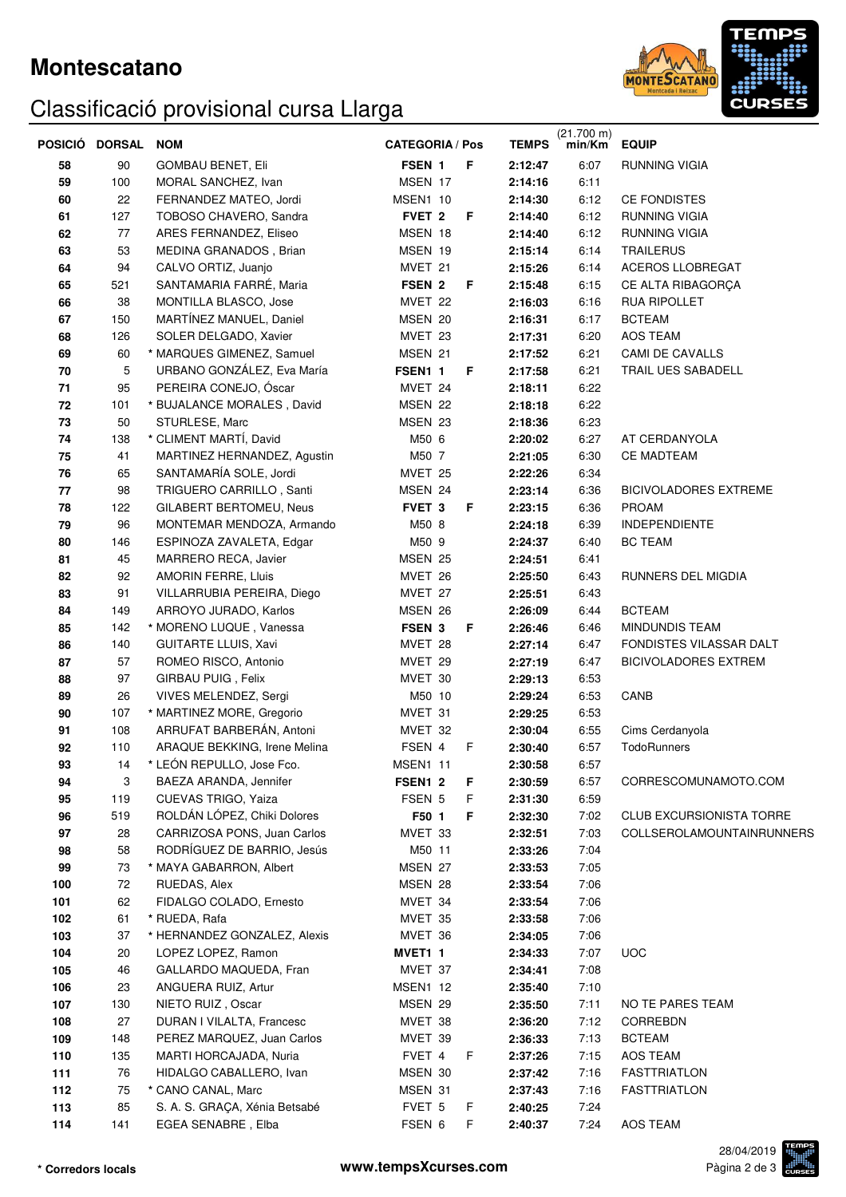# Montescatano

## Classificació provisional cursa Llarga

| POSICIÓ | DORSAL | NOM | CATEGORIA / Pos | | | TEMPS | (21.700 m) min/Km | EQUIP |
|---|---|---|---|---|---|---|---|---|
| 58 | 90 | GOMBAU BENET, Eli | FSEN | 1 | F | 2:12:47 | 6:07 | RUNNING VIGIA |
| 59 | 100 | MORAL SANCHEZ, Ivan | MSEN | 17 | | 2:14:16 | 6:11 | |
| 60 | 22 | FERNANDEZ MATEO, Jordi | MSEN1 | 10 | | 2:14:30 | 6:12 | CE FONDISTES |
| 61 | 127 | TOBOSO CHAVERO, Sandra | FVET | 2 | F | 2:14:40 | 6:12 | RUNNING VIGIA |
| 62 | 77 | ARES FERNANDEZ, Eliseo | MSEN | 18 | | 2:14:40 | 6:12 | RUNNING VIGIA |
| 63 | 53 | MEDINA GRANADOS , Brian | MSEN | 19 | | 2:15:14 | 6:14 | TRAILERUS |
| 64 | 94 | CALVO ORTIZ, Juanjo | MVET | 21 | | 2:15:26 | 6:14 | ACEROS LLOBREGAT |
| 65 | 521 | SANTAMARIA FARRÉ, Maria | FSEN | 2 | F | 2:15:48 | 6:15 | CE ALTA RIBAGORÇA |
| 66 | 38 | MONTILLA BLASCO, Jose | MVET | 22 | | 2:16:03 | 6:16 | RUA RIPOLLET |
| 67 | 150 | MARTÍNEZ MANUEL, Daniel | MSEN | 20 | | 2:16:31 | 6:17 | BCTEAM |
| 68 | 126 | SOLER DELGADO, Xavier | MVET | 23 | | 2:17:31 | 6:20 | AOS TEAM |
| 69 | 60 | * MARQUES GIMENEZ, Samuel | MSEN | 21 | | 2:17:52 | 6:21 | CAMI DE CAVALLS |
| 70 | 5 | URBANO GONZÁLEZ, Eva María | FSEN1 | 1 | F | 2:17:58 | 6:21 | TRAIL UES SABADELL |
| 71 | 95 | PEREIRA CONEJO, Óscar | MVET | 24 | | 2:18:11 | 6:22 | |
| 72 | 101 | * BUJALANCE MORALES , David | MSEN | 22 | | 2:18:18 | 6:22 | |
| 73 | 50 | STURLESE, Marc | MSEN | 23 | | 2:18:36 | 6:23 | |
| 74 | 138 | * CLIMENT MARTÍ, David | M50 | 6 | | 2:20:02 | 6:27 | AT CERDANYOLA |
| 75 | 41 | MARTINEZ HERNANDEZ, Agustin | M50 | 7 | | 2:21:05 | 6:30 | CE MADTEAM |
| 76 | 65 | SANTAMARÍA SOLE, Jordi | MVET | 25 | | 2:22:26 | 6:34 | |
| 77 | 98 | TRIGUERO CARRILLO , Santi | MSEN | 24 | | 2:23:14 | 6:36 | BICIVOLADORES EXTREME |
| 78 | 122 | GILABERT BERTOMEU, Neus | FVET | 3 | F | 2:23:15 | 6:36 | PROAM |
| 79 | 96 | MONTEMAR MENDOZA, Armando | M50 | 8 | | 2:24:18 | 6:39 | INDEPENDIENTE |
| 80 | 146 | ESPINOZA ZAVALETA, Edgar | M50 | 9 | | 2:24:37 | 6:40 | BC TEAM |
| 81 | 45 | MARRERO RECA, Javier | MSEN | 25 | | 2:24:51 | 6:41 | |
| 82 | 92 | AMORIN FERRE, Lluis | MVET | 26 | | 2:25:50 | 6:43 | RUNNERS DEL MIGDIA |
| 83 | 91 | VILLARRUBIA PEREIRA, Diego | MVET | 27 | | 2:25:51 | 6:43 | |
| 84 | 149 | ARROYO JURADO, Karlos | MSEN | 26 | | 2:26:09 | 6:44 | BCTEAM |
| 85 | 142 | * MORENO LUQUE , Vanessa | FSEN | 3 | F | 2:26:46 | 6:46 | MINDUNDIS TEAM |
| 86 | 140 | GUITARTE LLUIS, Xavi | MVET | 28 | | 2:27:14 | 6:47 | FONDISTES VILASSAR DALT |
| 87 | 57 | ROMEO RISCO, Antonio | MVET | 29 | | 2:27:19 | 6:47 | BICIVOLADORES EXTREM |
| 88 | 97 | GIRBAU PUIG , Felix | MVET | 30 | | 2:29:13 | 6:53 | |
| 89 | 26 | VIVES MELENDEZ, Sergi | M50 | 10 | | 2:29:24 | 6:53 | CANB |
| 90 | 107 | * MARTINEZ MORE, Gregorio | MVET | 31 | | 2:29:25 | 6:53 | |
| 91 | 108 | ARRUFAT BARBERÁN, Antoni | MVET | 32 | | 2:30:04 | 6:55 | Cims Cerdanyola |
| 92 | 110 | ARAQUE BEKKING, Irene Melina | FSEN | 4 | F | 2:30:40 | 6:57 | TodoRunners |
| 93 | 14 | * LEÓN REPULLO, Jose Fco. | MSEN1 | 11 | | 2:30:58 | 6:57 | |
| 94 | 3 | BAEZA ARANDA, Jennifer | FSEN1 | 2 | F | 2:30:59 | 6:57 | CORRESCOMUNAMOTO.COM |
| 95 | 119 | CUEVAS TRIGO, Yaiza | FSEN | 5 | F | 2:31:30 | 6:59 | |
| 96 | 519 | ROLDÁN LÓPEZ, Chiki Dolores | F50 | 1 | F | 2:32:30 | 7:02 | CLUB EXCURSIONISTA TORRE |
| 97 | 28 | CARRIZOSA PONS, Juan Carlos | MVET | 33 | | 2:32:51 | 7:03 | COLLSEROLAMOUNTAINRUNNERS |
| 98 | 58 | RODRÍGUEZ DE BARRIO, Jesús | M50 | 11 | | 2:33:26 | 7:04 | |
| 99 | 73 | * MAYA GABARRON, Albert | MSEN | 27 | | 2:33:53 | 7:05 | |
| 100 | 72 | RUEDAS, Alex | MSEN | 28 | | 2:33:54 | 7:06 | |
| 101 | 62 | FIDALGO COLADO, Ernesto | MVET | 34 | | 2:33:54 | 7:06 | |
| 102 | 61 | * RUEDA, Rafa | MVET | 35 | | 2:33:58 | 7:06 | |
| 103 | 37 | * HERNANDEZ GONZALEZ, Alexis | MVET | 36 | | 2:34:05 | 7:06 | |
| 104 | 20 | LOPEZ LOPEZ, Ramon | MVET1 | 1 | | 2:34:33 | 7:07 | UOC |
| 105 | 46 | GALLARDO MAQUEDA, Fran | MVET | 37 | | 2:34:41 | 7:08 | |
| 106 | 23 | ANGUERA RUIZ, Artur | MSEN1 | 12 | | 2:35:40 | 7:10 | |
| 107 | 130 | NIETO RUIZ , Oscar | MSEN | 29 | | 2:35:50 | 7:11 | NO TE PARES TEAM |
| 108 | 27 | DURAN I VILALTA, Francesc | MVET | 38 | | 2:36:20 | 7:12 | CORREBDN |
| 109 | 148 | PEREZ MARQUEZ, Juan Carlos | MVET | 39 | | 2:36:33 | 7:13 | BCTEAM |
| 110 | 135 | MARTI HORCAJADA, Nuria | FVET | 4 | F | 2:37:26 | 7:15 | AOS TEAM |
| 111 | 76 | HIDALGO CABALLERO, Ivan | MSEN | 30 | | 2:37:42 | 7:16 | FASTTRIATLON |
| 112 | 75 | * CANO CANAL, Marc | MSEN | 31 | | 2:37:43 | 7:16 | FASTTRIATLON |
| 113 | 85 | S. A. S. GRAÇA, Xénia Betsabé | FVET | 5 | F | 2:40:25 | 7:24 | |
| 114 | 141 | EGEA SENABRE , Elba | FSEN | 6 | F | 2:40:37 | 7:24 | AOS TEAM |

**\* Corredors locals**

**www.tempsXcurses.com**

28/04/2019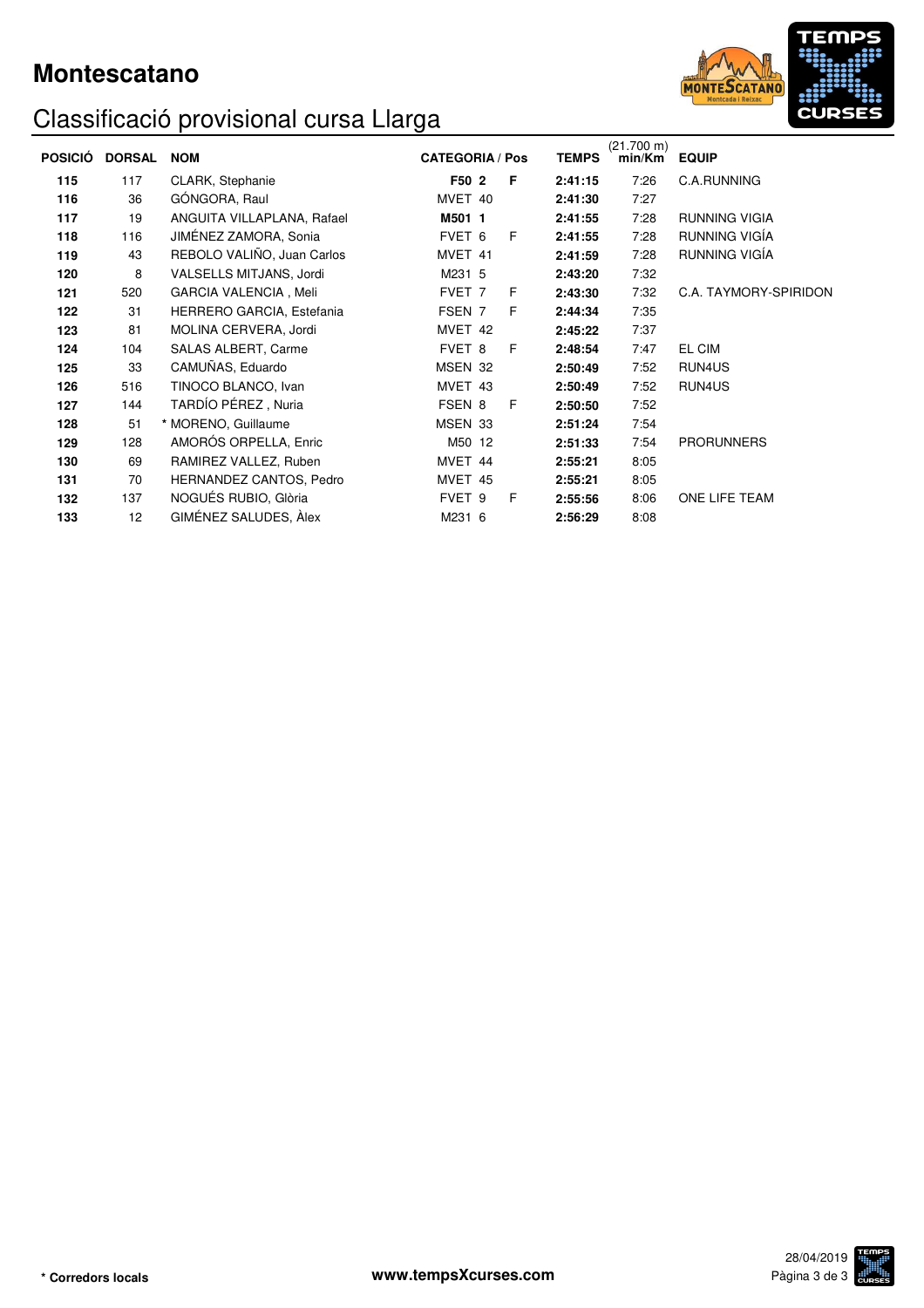# Montescatano

## Classificació provisional cursa Llarga

| POSICIÓ | DORSAL | NOM | CATEGORIA / Pos | | | TEMPS | (21.700 m) min/Km | EQUIP |
|---|---|---|---|---|---|---|---|---|
| **115** | 117 | CLARK, Stephanie | **F50** | **2** | **F** | **2:41:15** | 7:26 | C.A.RUNNING |
| **116** | 36 | GÓNGORA, Raul | MVET | 40 | | **2:41:30** | 7:27 | |
| **117** | 19 | ANGUITA VILLAPLANA, Rafael | **M501** | **1** | | **2:41:55** | 7:28 | RUNNING VIGIA |
| **118** | 116 | JIMÉNEZ ZAMORA, Sonia | FVET | 6 | F | **2:41:55** | 7:28 | RUNNING VIGÍA |
| **119** | 43 | REBOLO VALIÑO, Juan Carlos | MVET | 41 | | **2:41:59** | 7:28 | RUNNING VIGÍA |
| **120** | 8 | VALSELLS MITJANS, Jordi | M231 | 5 | | **2:43:20** | 7:32 | |
| **121** | 520 | GARCIA VALENCIA , Meli | FVET | 7 | F | **2:43:30** | 7:32 | C.A. TAYMORY-SPIRIDON |
| **122** | 31 | HERRERO GARCIA, Estefania | FSEN | 7 | F | **2:44:34** | 7:35 | |
| **123** | 81 | MOLINA CERVERA, Jordi | MVET | 42 | | **2:45:22** | 7:37 | |
| **124** | 104 | SALAS ALBERT, Carme | FVET | 8 | F | **2:48:54** | 7:47 | EL CIM |
| **125** | 33 | CAMUÑAS, Eduardo | MSEN | 32 | | **2:50:49** | 7:52 | RUN4US |
| **126** | 516 | TINOCO BLANCO, Ivan | MVET | 43 | | **2:50:49** | 7:52 | RUN4US |
| **127** | 144 | TARDÍO PÉREZ , Nuria | FSEN | 8 | F | **2:50:50** | 7:52 | |
| **128** | 51 | * MORENO, Guillaume | MSEN | 33 | | **2:51:24** | 7:54 | |
| **129** | 128 | AMORÓS ORPELLA, Enric | M50 | 12 | | **2:51:33** | 7:54 | PRORUNNERS |
| **130** | 69 | RAMIREZ VALLEZ, Ruben | MVET | 44 | | **2:55:21** | 8:05 | |
| **131** | 70 | HERNANDEZ CANTOS, Pedro | MVET | 45 | | **2:55:21** | 8:05 | |
| **132** | 137 | NOGUÉS RUBIO, Glòria | FVET | 9 | F | **2:55:56** | 8:06 | ONE LIFE TEAM |
| **133** | 12 | GIMÉNEZ SALUDES, Àlex | M231 | 6 | | **2:56:29** | 8:08 | |

**\* Corredors locals**

**www.tempsXcurses.com**

28/04/2019